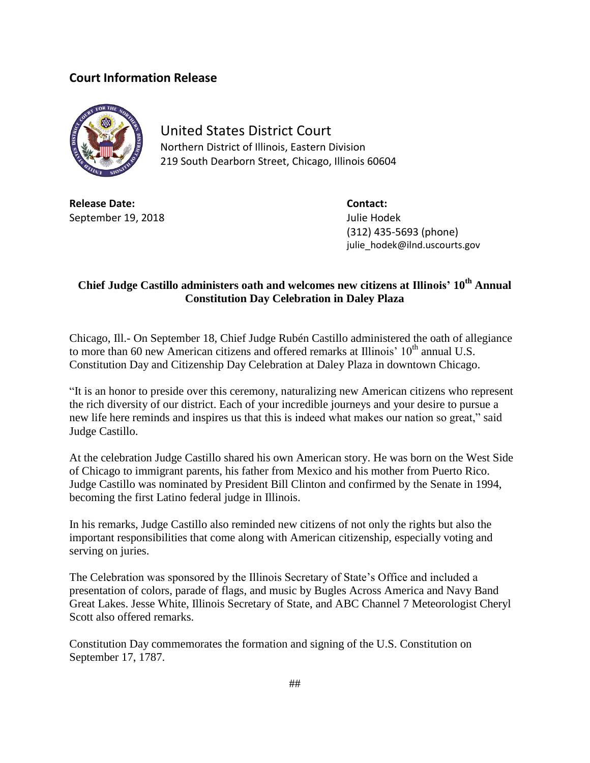## Court Information Release

United States District Court
Northern District of Illinois, Eastern Division
219 South Dearborn Street, Chicago, Illinois 60604

**Release Date:**
September 19, 2018

**Contact:**
Julie Hodek
(312) 435-5693 (phone)
julie_hodek@ilnd.uscourts.gov

### Chief Judge Castillo administers oath and welcomes new citizens at Illinois' 10th Annual Constitution Day Celebration in Daley Plaza

Chicago, Ill.- On September 18, Chief Judge Rubén Castillo administered the oath of allegiance to more than 60 new American citizens and offered remarks at Illinois' 10th annual U.S. Constitution Day and Citizenship Day Celebration at Daley Plaza in downtown Chicago.

"It is an honor to preside over this ceremony, naturalizing new American citizens who represent the rich diversity of our district. Each of your incredible journeys and your desire to pursue a new life here reminds and inspires us that this is indeed what makes our nation so great," said Judge Castillo.

At the celebration Judge Castillo shared his own American story. He was born on the West Side of Chicago to immigrant parents, his father from Mexico and his mother from Puerto Rico. Judge Castillo was nominated by President Bill Clinton and confirmed by the Senate in 1994, becoming the first Latino federal judge in Illinois.

In his remarks, Judge Castillo also reminded new citizens of not only the rights but also the important responsibilities that come along with American citizenship, especially voting and serving on juries.

The Celebration was sponsored by the Illinois Secretary of State's Office and included a presentation of colors, parade of flags, and music by Bugles Across America and Navy Band Great Lakes. Jesse White, Illinois Secretary of State, and ABC Channel 7 Meteorologist Cheryl Scott also offered remarks.

Constitution Day commemorates the formation and signing of the U.S. Constitution on September 17, 1787.

##